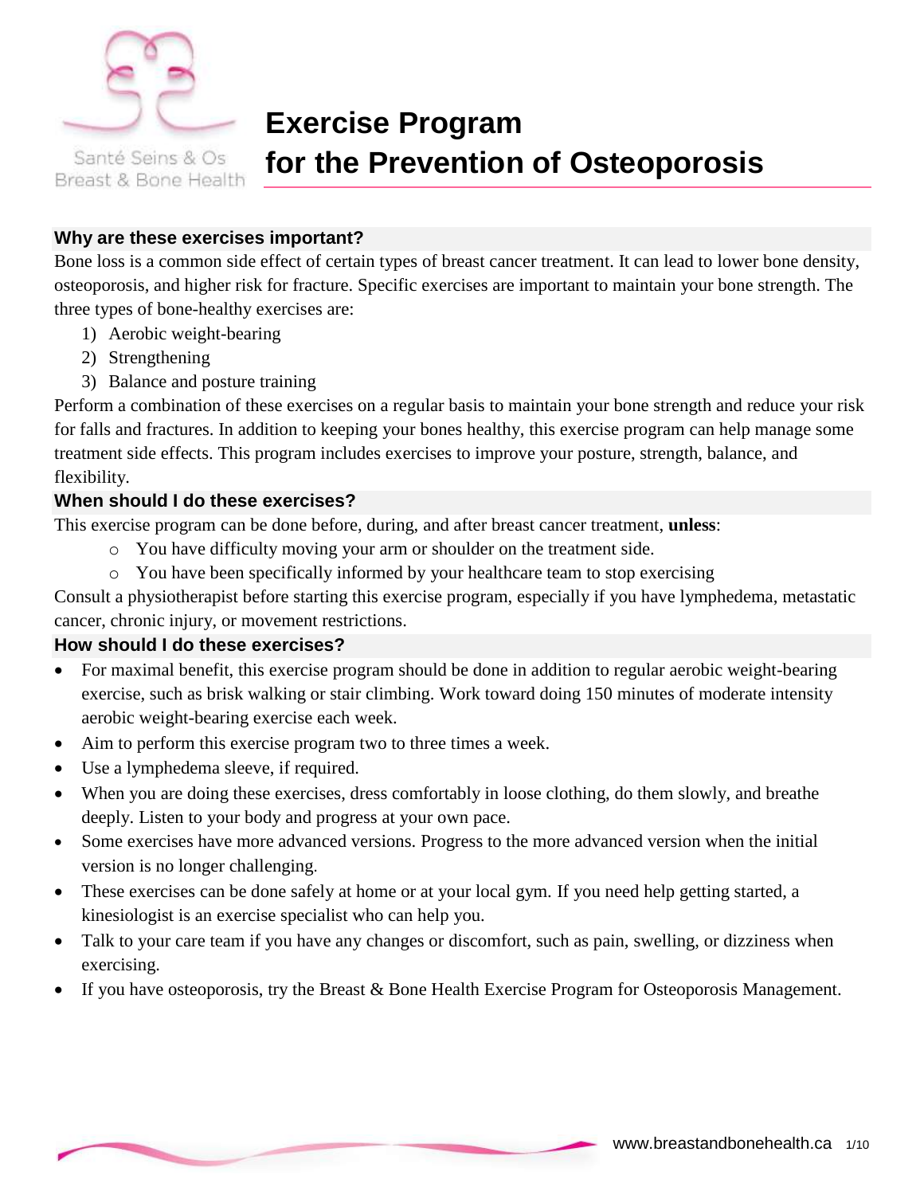Santé Seins & Os
Breast & Bone Health

# Exercise Program for the Prevention of Osteoporosis

## Why are these exercises important?

Bone loss is a common side effect of certain types of breast cancer treatment. It can lead to lower bone density, osteoporosis, and higher risk for fracture. Specific exercises are important to maintain your bone strength. The three types of bone-healthy exercises are:

1) Aerobic weight-bearing
2) Strengthening
3) Balance and posture training

Perform a combination of these exercises on a regular basis to maintain your bone strength and reduce your risk for falls and fractures. In addition to keeping your bones healthy, this exercise program can help manage some treatment side effects. This program includes exercises to improve your posture, strength, balance, and flexibility.

## When should I do these exercises?

This exercise program can be done before, during, and after breast cancer treatment, **unless**:

- You have difficulty moving your arm or shoulder on the treatment side.
- You have been specifically informed by your healthcare team to stop exercising

Consult a physiotherapist before starting this exercise program, especially if you have lymphedema, metastatic cancer, chronic injury, or movement restrictions.

## How should I do these exercises?

- For maximal benefit, this exercise program should be done in addition to regular aerobic weight-bearing exercise, such as brisk walking or stair climbing. Work toward doing 150 minutes of moderate intensity aerobic weight-bearing exercise each week.
- Aim to perform this exercise program two to three times a week.
- Use a lymphedema sleeve, if required.
- When you are doing these exercises, dress comfortably in loose clothing, do them slowly, and breathe deeply. Listen to your body and progress at your own pace.
- Some exercises have more advanced versions. Progress to the more advanced version when the initial version is no longer challenging.
- These exercises can be done safely at home or at your local gym. If you need help getting started, a kinesiologist is an exercise specialist who can help you.
- Talk to your care team if you have any changes or discomfort, such as pain, swelling, or dizziness when exercising.
- If you have osteoporosis, try the Breast & Bone Health Exercise Program for Osteoporosis Management.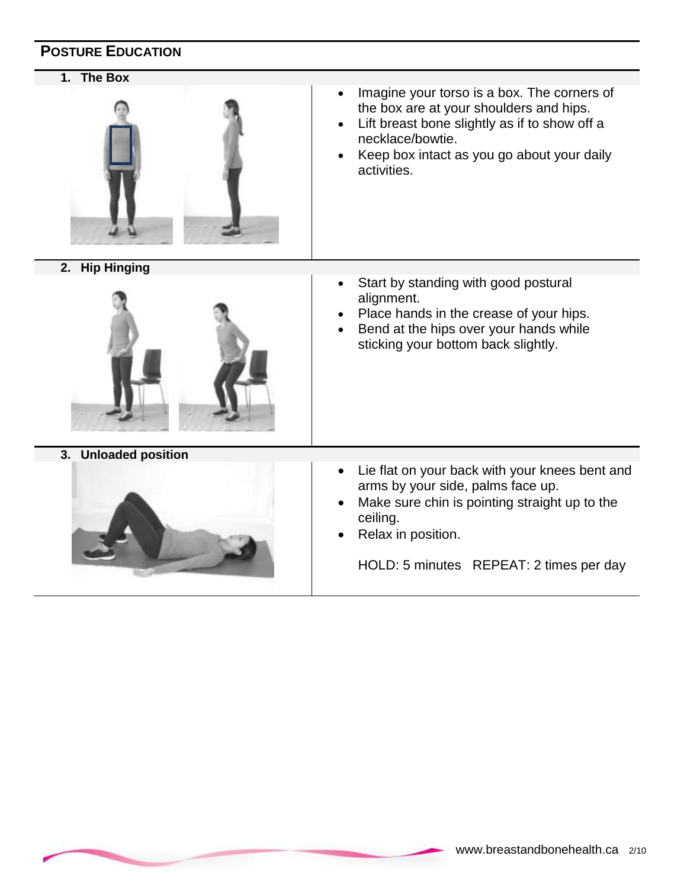## Posture Education

### 1. The Box

- Imagine your torso is a box. The corners of the box are at your shoulders and hips.
- Lift breast bone slightly as if to show off a necklace/bowtie.
- Keep box intact as you go about your daily activities.

### 2. Hip Hinging

- Start by standing with good postural alignment.
- Place hands in the crease of your hips.
- Bend at the hips over your hands while sticking your bottom back slightly.

### 3. Unloaded position

- Lie flat on your back with your knees bent and arms by your side, palms face up.
- Make sure chin is pointing straight up to the ceiling.
- Relax in position.

HOLD: 5 minutes   REPEAT: 2 times per day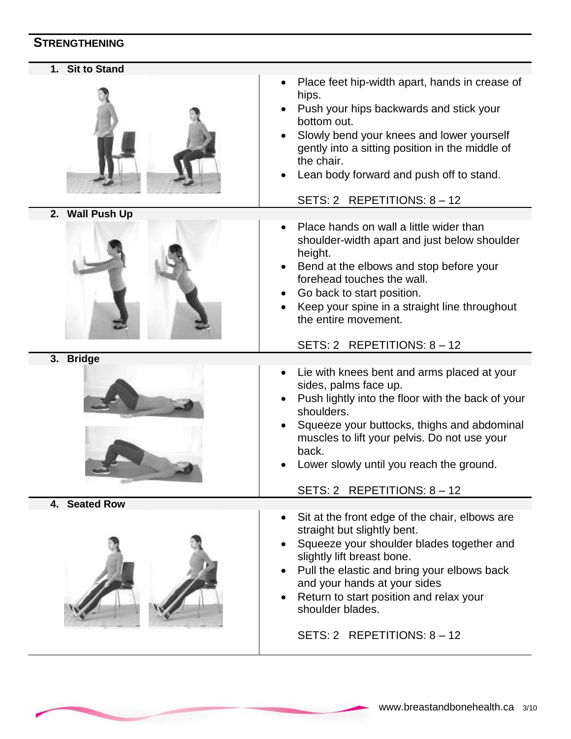## STRENGTHENING

### 1. Sit to Stand

- Place feet hip-width apart, hands in crease of hips.
- Push your hips backwards and stick your bottom out.
- Slowly bend your knees and lower yourself gently into a sitting position in the middle of the chair.
- Lean body forward and push off to stand.

SETS: 2 REPETITIONS: 8 – 12

### 2. Wall Push Up

- Place hands on wall a little wider than shoulder-width apart and just below shoulder height.
- Bend at the elbows and stop before your forehead touches the wall.
- Go back to start position.
- Keep your spine in a straight line throughout the entire movement.

SETS: 2 REPETITIONS: 8 – 12

### 3. Bridge

- Lie with knees bent and arms placed at your sides, palms face up.
- Push lightly into the floor with the back of your shoulders.
- Squeeze your buttocks, thighs and abdominal muscles to lift your pelvis. Do not use your back.
- Lower slowly until you reach the ground.

SETS: 2 REPETITIONS: 8 – 12

### 4. Seated Row

- Sit at the front edge of the chair, elbows are straight but slightly bent.
- Squeeze your shoulder blades together and slightly lift breast bone.
- Pull the elastic and bring your elbows back and your hands at your sides
- Return to start position and relax your shoulder blades.

SETS: 2 REPETITIONS: 8 – 12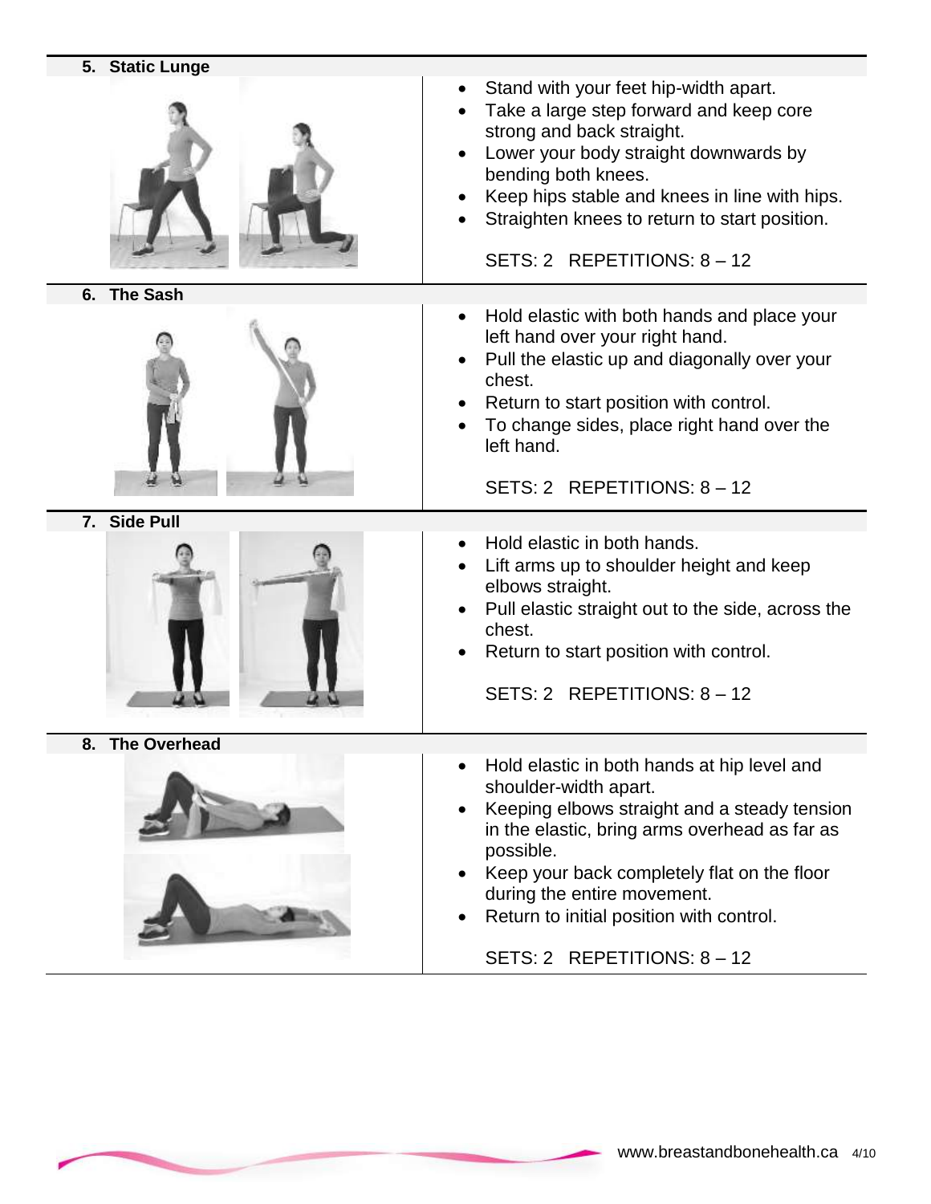### 5. Static Lunge

- Stand with your feet hip-width apart.
- Take a large step forward and keep core strong and back straight.
- Lower your body straight downwards by bending both knees.
- Keep hips stable and knees in line with hips.
- Straighten knees to return to start position.

SETS: 2 REPETITIONS: 8 – 12

### 6. The Sash

- Hold elastic with both hands and place your left hand over your right hand.
- Pull the elastic up and diagonally over your chest.
- Return to start position with control.
- To change sides, place right hand over the left hand.

SETS: 2 REPETITIONS: 8 – 12

### 7. Side Pull

- Hold elastic in both hands.
- Lift arms up to shoulder height and keep elbows straight.
- Pull elastic straight out to the side, across the chest.
- Return to start position with control.

SETS: 2 REPETITIONS: 8 – 12

### 8. The Overhead

- Hold elastic in both hands at hip level and shoulder-width apart.
- Keeping elbows straight and a steady tension in the elastic, bring arms overhead as far as possible.
- Keep your back completely flat on the floor during the entire movement.
- Return to initial position with control.

SETS: 2 REPETITIONS: 8 – 12

www.breastandbonehealth.ca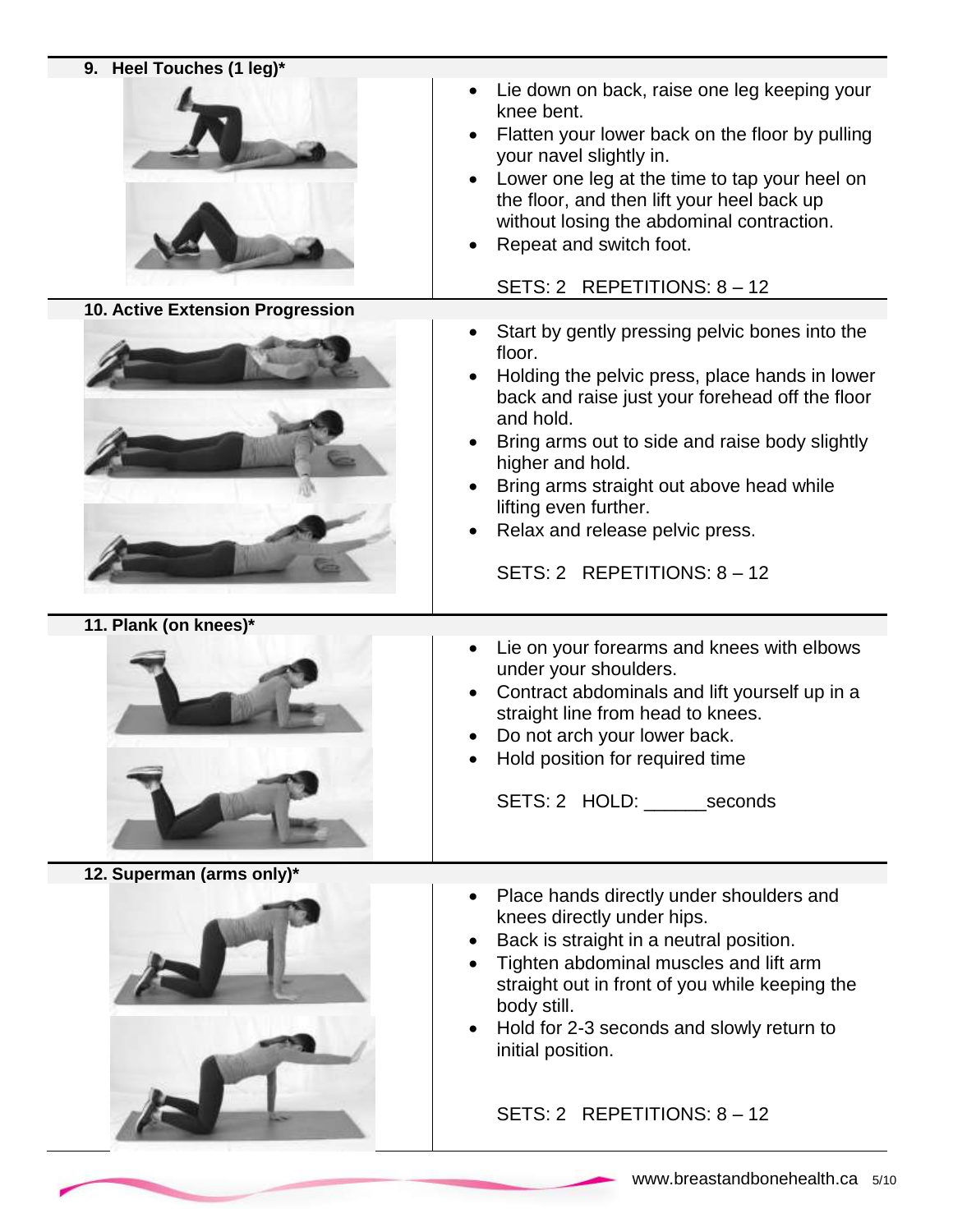### 9. Heel Touches (1 leg)*

- Lie down on back, raise one leg keeping your knee bent.
- Flatten your lower back on the floor by pulling your navel slightly in.
- Lower one leg at the time to tap your heel on the floor, and then lift your heel back up without losing the abdominal contraction.
- Repeat and switch foot.

SETS: 2 REPETITIONS: 8 – 12

### 10. Active Extension Progression

- Start by gently pressing pelvic bones into the floor.
- Holding the pelvic press, place hands in lower back and raise just your forehead off the floor and hold.
- Bring arms out to side and raise body slightly higher and hold.
- Bring arms straight out above head while lifting even further.
- Relax and release pelvic press.

SETS: 2 REPETITIONS: 8 – 12

### 11. Plank (on knees)*

- Lie on your forearms and knees with elbows under your shoulders.
- Contract abdominals and lift yourself up in a straight line from head to knees.
- Do not arch your lower back.
- Hold position for required time

SETS: 2 HOLD: ______seconds

### 12. Superman (arms only)*

- Place hands directly under shoulders and knees directly under hips.
- Back is straight in a neutral position.
- Tighten abdominal muscles and lift arm straight out in front of you while keeping the body still.
- Hold for 2-3 seconds and slowly return to initial position.

SETS: 2 REPETITIONS: 8 – 12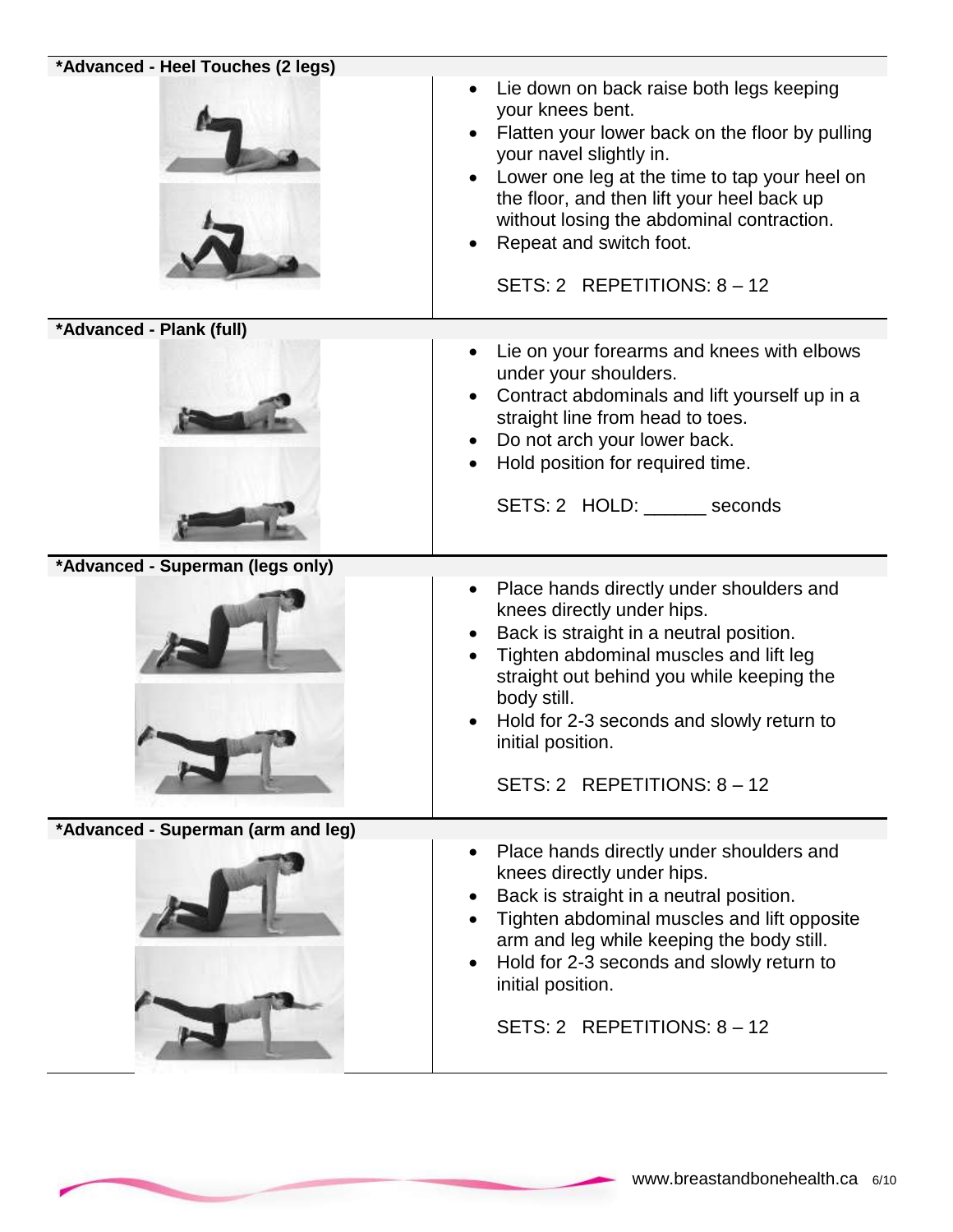### *Advanced - Heel Touches (2 legs)

- Lie down on back raise both legs keeping your knees bent.
- Flatten your lower back on the floor by pulling your navel slightly in.
- Lower one leg at the time to tap your heel on the floor, and then lift your heel back up without losing the abdominal contraction.
- Repeat and switch foot.

SETS: 2 REPETITIONS: 8 – 12

### *Advanced - Plank (full)

- Lie on your forearms and knees with elbows under your shoulders.
- Contract abdominals and lift yourself up in a straight line from head to toes.
- Do not arch your lower back.
- Hold position for required time.

SETS: 2 HOLD: ______ seconds

### *Advanced - Superman (legs only)

- Place hands directly under shoulders and knees directly under hips.
- Back is straight in a neutral position.
- Tighten abdominal muscles and lift leg straight out behind you while keeping the body still.
- Hold for 2-3 seconds and slowly return to initial position.

SETS: 2 REPETITIONS: 8 – 12

### *Advanced - Superman (arm and leg)

- Place hands directly under shoulders and knees directly under hips.
- Back is straight in a neutral position.
- Tighten abdominal muscles and lift opposite arm and leg while keeping the body still.
- Hold for 2-3 seconds and slowly return to initial position.

SETS: 2 REPETITIONS: 8 – 12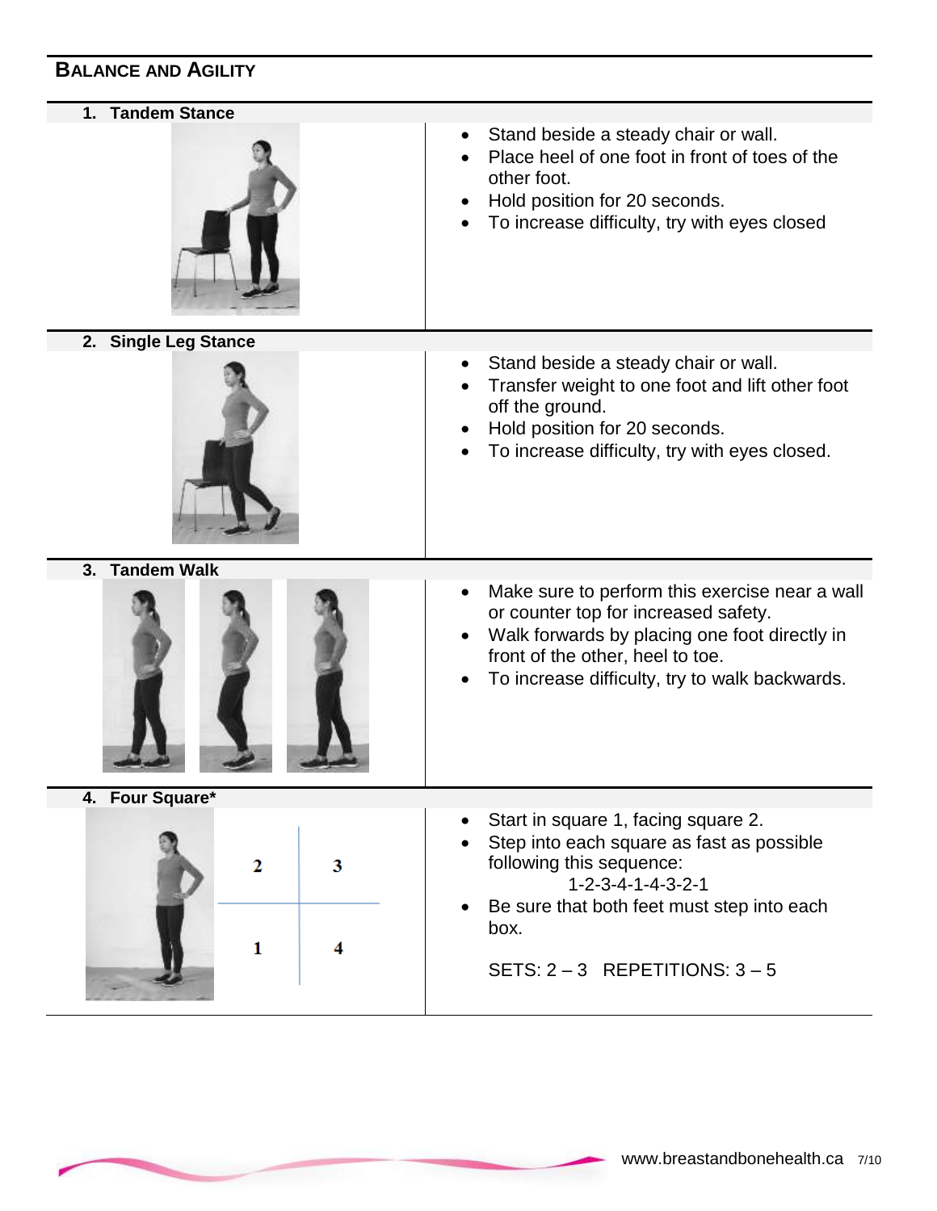## BALANCE AND AGILITY

### 1. Tandem Stance

- Stand beside a steady chair or wall.
- Place heel of one foot in front of toes of the other foot.
- Hold position for 20 seconds.
- To increase difficulty, try with eyes closed

### 2. Single Leg Stance

- Stand beside a steady chair or wall.
- Transfer weight to one foot and lift other foot off the ground.
- Hold position for 20 seconds.
- To increase difficulty, try with eyes closed.

### 3. Tandem Walk

- Make sure to perform this exercise near a wall or counter top for increased safety.
- Walk forwards by placing one foot directly in front of the other, heel to toe.
- To increase difficulty, try to walk backwards.

### 4. Four Square*

| 2 | 3 |
|---|---|
| 1 | 4 |

- Start in square 1, facing square 2.
- Step into each square as fast as possible following this sequence:
  1-2-3-4-1-4-3-2-1
- Be sure that both feet must step into each box.

SETS: 2 – 3 REPETITIONS: 3 – 5

www.breastandbonehealth.ca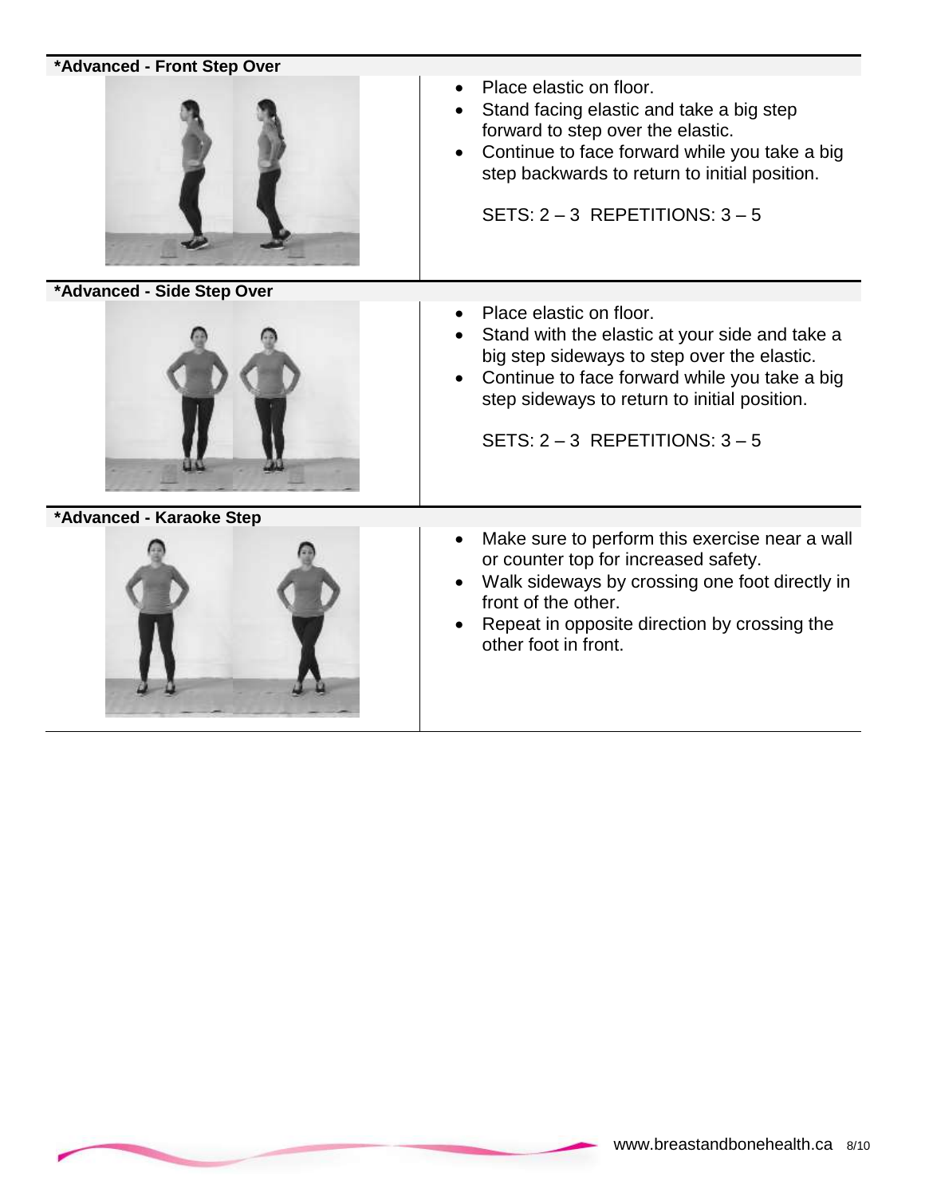### *Advanced - Front Step Over

- Place elastic on floor.
- Stand facing elastic and take a big step forward to step over the elastic.
- Continue to face forward while you take a big step backwards to return to initial position.

SETS: 2 – 3 REPETITIONS: 3 – 5

### *Advanced - Side Step Over

- Place elastic on floor.
- Stand with the elastic at your side and take a big step sideways to step over the elastic.
- Continue to face forward while you take a big step sideways to return to initial position.

SETS: 2 – 3 REPETITIONS: 3 – 5

### *Advanced - Karaoke Step

- Make sure to perform this exercise near a wall or counter top for increased safety.
- Walk sideways by crossing one foot directly in front of the other.
- Repeat in opposite direction by crossing the other foot in front.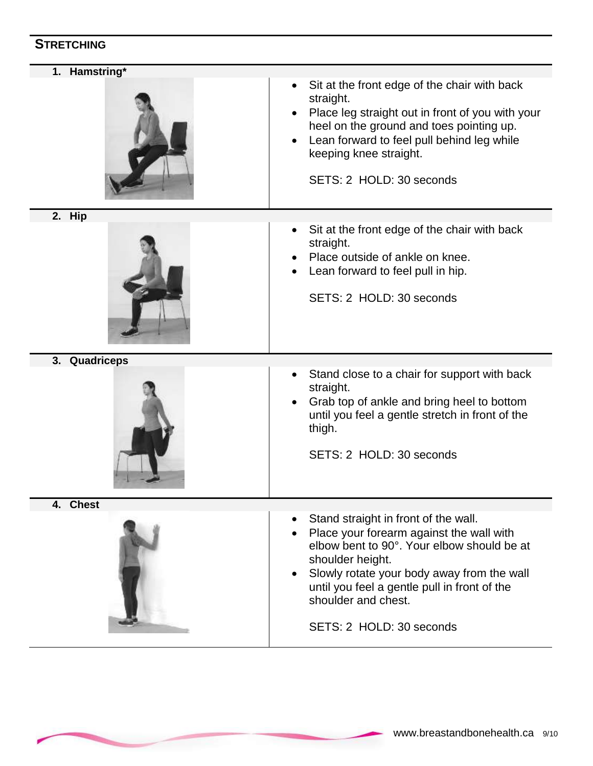## STRETCHING

### 1. Hamstring*

- Sit at the front edge of the chair with back straight.
- Place leg straight out in front of you with your heel on the ground and toes pointing up.
- Lean forward to feel pull behind leg while keeping knee straight.

SETS: 2 HOLD: 30 seconds

### 2. Hip

- Sit at the front edge of the chair with back straight.
- Place outside of ankle on knee.
- Lean forward to feel pull in hip.

SETS: 2 HOLD: 30 seconds

### 3. Quadriceps

- Stand close to a chair for support with back straight.
- Grab top of ankle and bring heel to bottom until you feel a gentle stretch in front of the thigh.

SETS: 2 HOLD: 30 seconds

### 4. Chest

- Stand straight in front of the wall.
- Place your forearm against the wall with elbow bent to 90°. Your elbow should be at shoulder height.
- Slowly rotate your body away from the wall until you feel a gentle pull in front of the shoulder and chest.

SETS: 2 HOLD: 30 seconds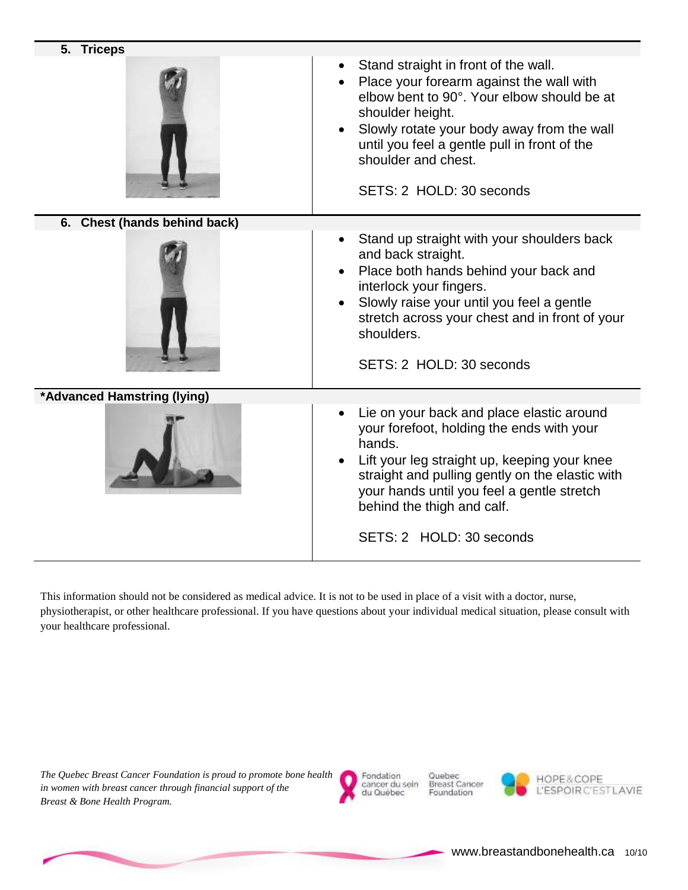### 5. Triceps

- Stand straight in front of the wall.
- Place your forearm against the wall with elbow bent to 90°. Your elbow should be at shoulder height.
- Slowly rotate your body away from the wall until you feel a gentle pull in front of the shoulder and chest.

SETS: 2 HOLD: 30 seconds

### 6. Chest (hands behind back)

- Stand up straight with your shoulders back and back straight.
- Place both hands behind your back and interlock your fingers.
- Slowly raise your until you feel a gentle stretch across your chest and in front of your shoulders.

SETS: 2 HOLD: 30 seconds

### *Advanced Hamstring (lying)

- Lie on your back and place elastic around your forefoot, holding the ends with your hands.
- Lift your leg straight up, keeping your knee straight and pulling gently on the elastic with your hands until you feel a gentle stretch behind the thigh and calf.

SETS: 2 HOLD: 30 seconds

This information should not be considered as medical advice. It is not to be used in place of a visit with a doctor, nurse, physiotherapist, or other healthcare professional. If you have questions about your individual medical situation, please consult with your healthcare professional.

*The Quebec Breast Cancer Foundation is proud to promote bone health in women with breast cancer through financial support of the Breast & Bone Health Program.*

Fondation cancer du sein du Québec | Quebec Breast Cancer Foundation

HOPE&COPE | L'ESPOIR C'EST LA VIE

www.breastandbonehealth.ca